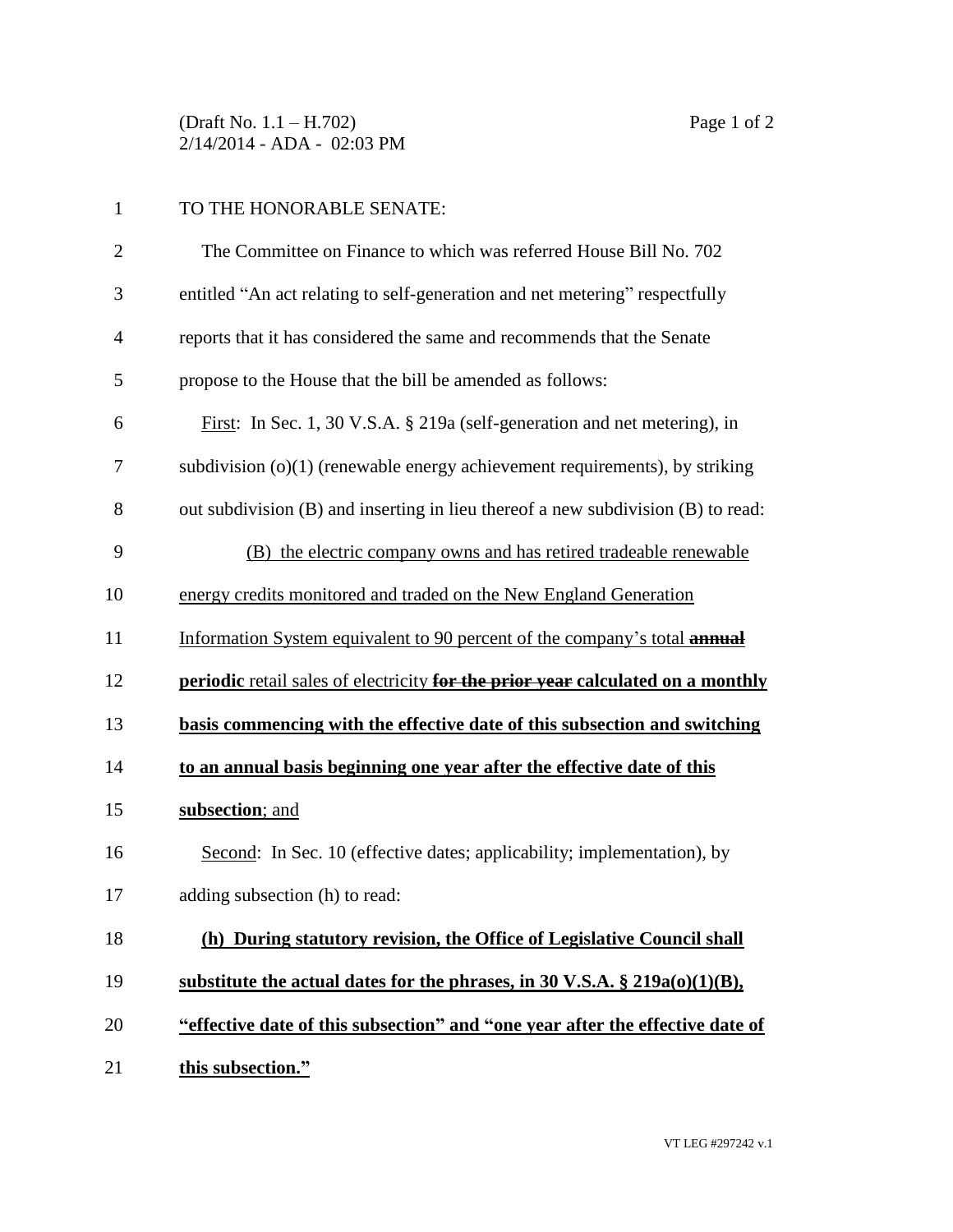(Draft No. 1.1 – H.702)
2/14/2014 - ADA - 02:03 PM

TO THE HONORABLE SENATE:

The Committee on Finance to which was referred House Bill No. 702 entitled "An act relating to self-generation and net metering" respectfully reports that it has considered the same and recommends that the Senate propose to the House that the bill be amended as follows:

First: In Sec. 1, 30 V.S.A. § 219a (self-generation and net metering), in subdivision (o)(1) (renewable energy achievement requirements), by striking out subdivision (B) and inserting in lieu thereof a new subdivision (B) to read:

(B) the electric company owns and has retired tradeable renewable energy credits monitored and traded on the New England Generation Information System equivalent to 90 percent of the company's total ~~**annual**~~ **periodic** retail sales of electricity ~~**for the prior year**~~ **calculated on a monthly basis commencing with the effective date of this subsection and switching to an annual basis beginning one year after the effective date of this subsection**; and

Second: In Sec. 10 (effective dates; applicability; implementation), by adding subsection (h) to read:

**(h) During statutory revision, the Office of Legislative Council shall substitute the actual dates for the phrases, in 30 V.S.A. § 219a(o)(1)(B), "effective date of this subsection" and "one year after the effective date of this subsection."**

VT LEG #297242 v.1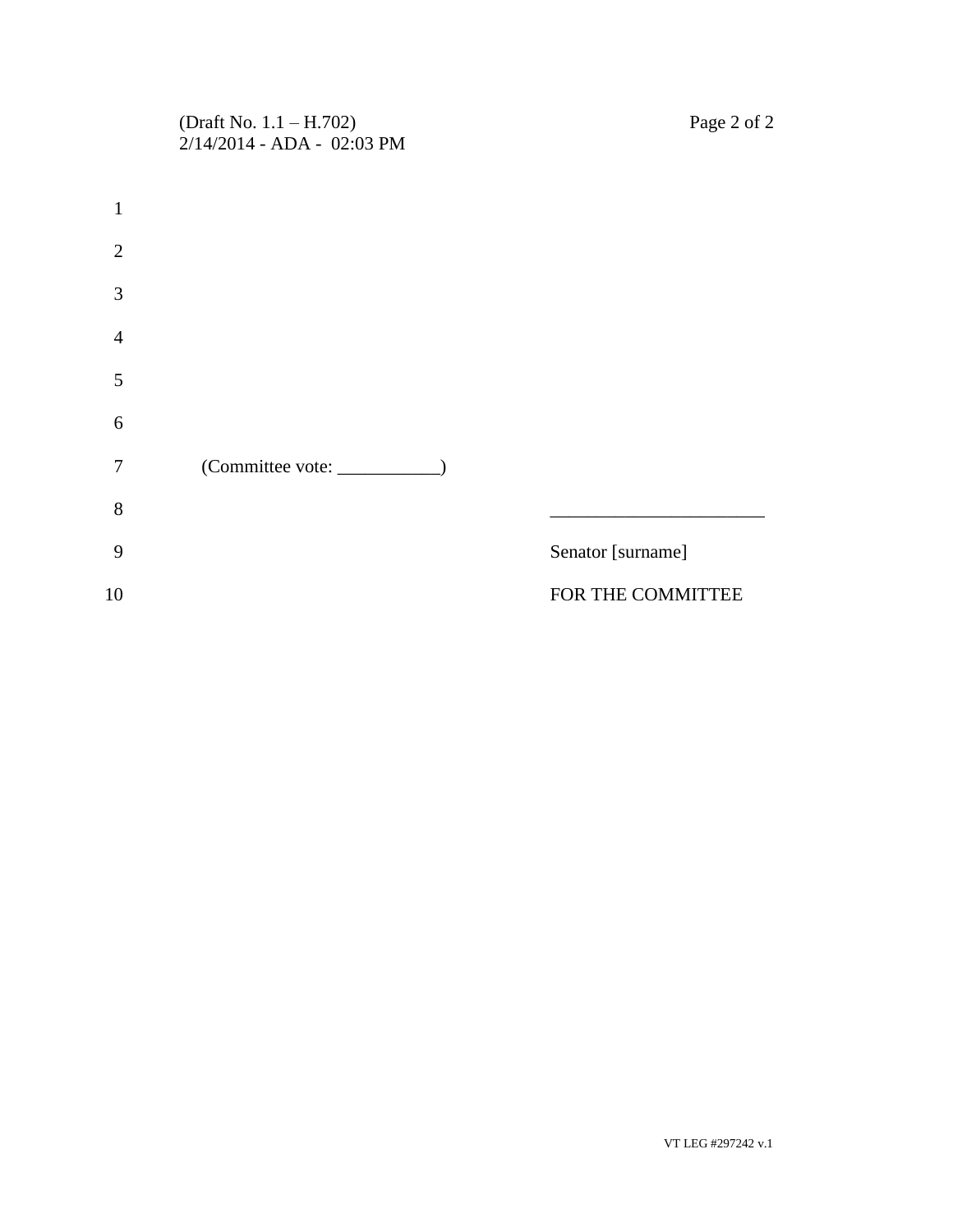(Committee vote: ___________)

_______________________

Senator [surname]

FOR THE COMMITTEE